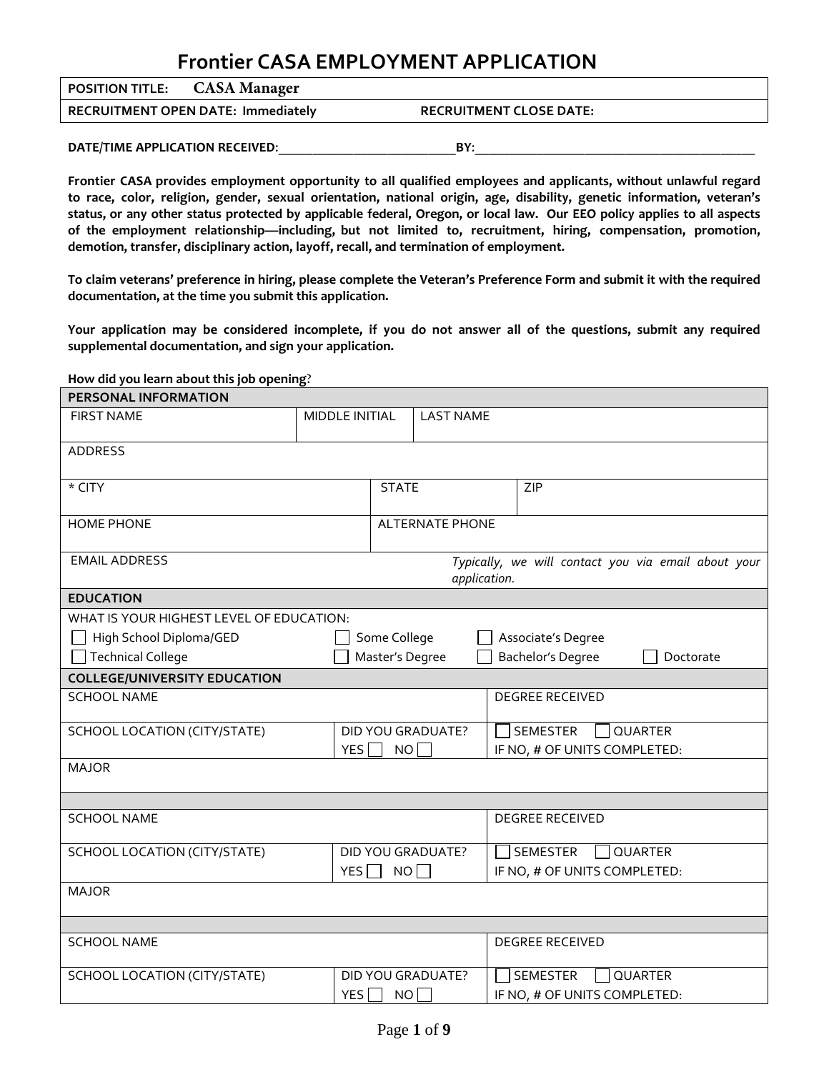# Frontier CASA EMPLOYMENT APPLICATION

| **POSITION TITLE:** CASA Manager | |
|---|---|
| **RECRUITMENT OPEN DATE: Immediately** | **RECRUITMENT CLOSE DATE:** |

**DATE/TIME APPLICATION RECEIVED**:___________________________**BY:**___________________________________________

**Frontier CASA provides employment opportunity to all qualified employees and applicants, without unlawful regard to race, color, religion, gender, sexual orientation, national origin, age, disability, genetic information, veteran's status, or any other status protected by applicable federal, Oregon, or local law. Our EEO policy applies to all aspects of the employment relationship—including, but not limited to, recruitment, hiring, compensation, promotion, demotion, transfer, disciplinary action, layoff, recall, and termination of employment.**

**To claim veterans' preference in hiring, please complete the Veteran's Preference Form and submit it with the required documentation, at the time you submit this application.**

**Your application may be considered incomplete, if you do not answer all of the questions, submit any required supplemental documentation, and sign your application.**

**How did you learn about this job opening**?

| **PERSONAL INFORMATION** | | |
|---|---|---|
| FIRST NAME | MIDDLE INITIAL | LAST NAME |
| ADDRESS | | |
| * CITY | STATE | ZIP |
| HOME PHONE | ALTERNATE PHONE | |
| EMAIL ADDRESS | *Typically, we will contact you via email about your application.* | |

| **EDUCATION** | | | |
|---|---|---|---|
| WHAT IS YOUR HIGHEST LEVEL OF EDUCATION: | | | |
| ☐ High School Diploma/GED | ☐ Some College | ☐ Associate's Degree | |
| ☐ Technical College | ☐ Master's Degree | ☐ Bachelor's Degree | ☐ Doctorate |

| **COLLEGE/UNIVERSITY EDUCATION** | | |
|---|---|---|
| SCHOOL NAME | | DEGREE RECEIVED |
| SCHOOL LOCATION (CITY/STATE) | DID YOU GRADUATE? YES ☐ NO ☐ | ☐ SEMESTER ☐ QUARTER IF NO, # OF UNITS COMPLETED: |
| MAJOR | | |
| | | |
| SCHOOL NAME | | DEGREE RECEIVED |
| SCHOOL LOCATION (CITY/STATE) | DID YOU GRADUATE? YES ☐ NO ☐ | ☐ SEMESTER ☐ QUARTER IF NO, # OF UNITS COMPLETED: |
| MAJOR | | |
| | | |
| SCHOOL NAME | | DEGREE RECEIVED |
| SCHOOL LOCATION (CITY/STATE) | DID YOU GRADUATE? YES ☐ NO ☐ | ☐ SEMESTER ☐ QUARTER IF NO, # OF UNITS COMPLETED: |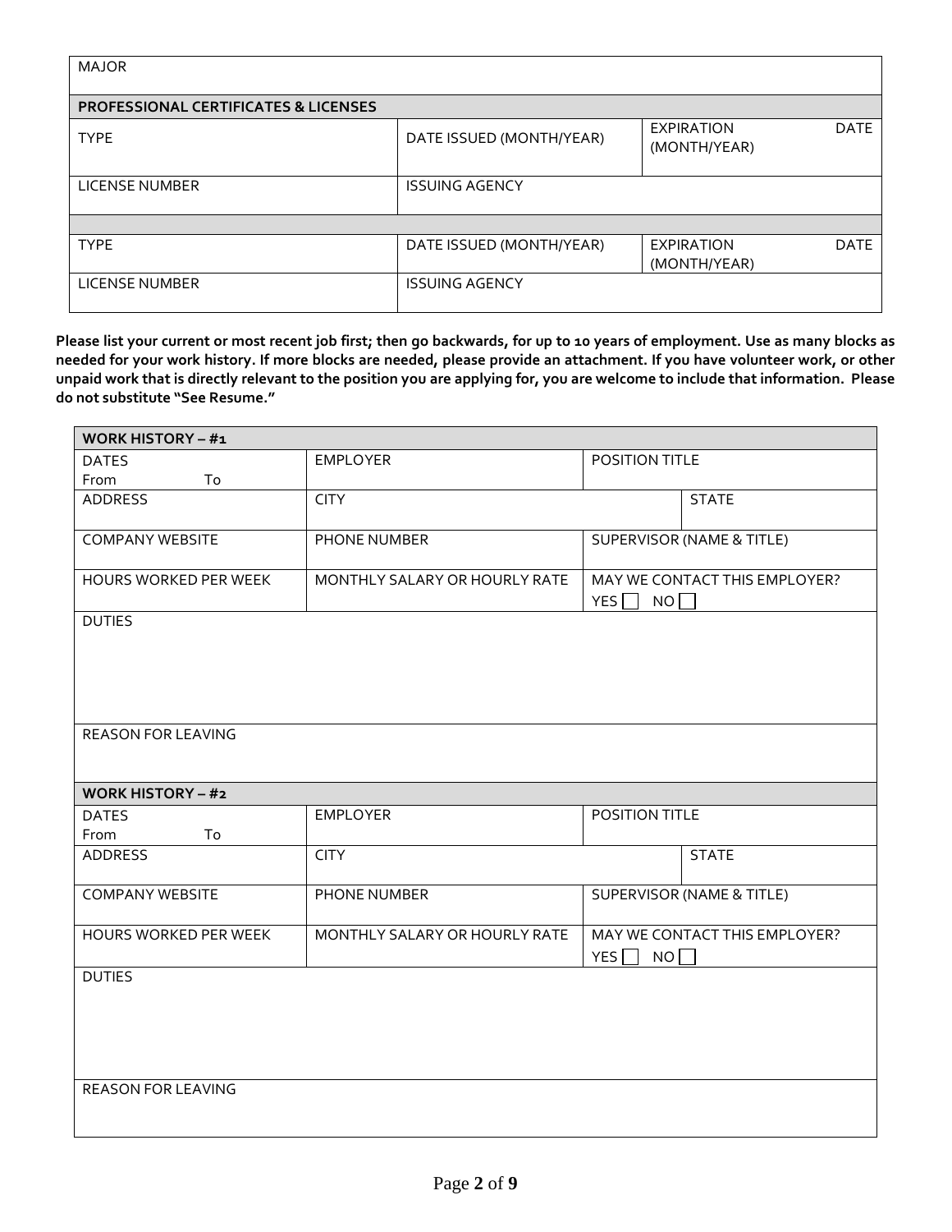| MAJOR | | |
|---|---|---|
| **PROFESSIONAL CERTIFICATES & LICENSES** | | |
| TYPE | DATE ISSUED (MONTH/YEAR) | EXPIRATION DATE (MONTH/YEAR) |
| LICENSE NUMBER | ISSUING AGENCY | |
| | | |
| TYPE | DATE ISSUED (MONTH/YEAR) | EXPIRATION DATE (MONTH/YEAR) |
| LICENSE NUMBER | ISSUING AGENCY | |

**Please list your current or most recent job first; then go backwards, for up to 10 years of employment. Use as many blocks as needed for your work history. If more blocks are needed, please provide an attachment. If you have volunteer work, or other unpaid work that is directly relevant to the position you are applying for, you are welcome to include that information. Please do not substitute "See Resume."**

| **WORK HISTORY – #1** | | | |
|---|---|---|---|
| DATES<br>From To | EMPLOYER | POSITION TITLE | |
| ADDRESS | CITY | | STATE |
| COMPANY WEBSITE | PHONE NUMBER | SUPERVISOR (NAME & TITLE) | |
| HOURS WORKED PER WEEK | MONTHLY SALARY OR HOURLY RATE | MAY WE CONTACT THIS EMPLOYER?<br>YES ☐ NO ☐ | |
| DUTIES | | | |
| REASON FOR LEAVING | | | |

| **WORK HISTORY – #2** | | | |
|---|---|---|---|
| DATES<br>From To | EMPLOYER | POSITION TITLE | |
| ADDRESS | CITY | | STATE |
| COMPANY WEBSITE | PHONE NUMBER | SUPERVISOR (NAME & TITLE) | |
| HOURS WORKED PER WEEK | MONTHLY SALARY OR HOURLY RATE | MAY WE CONTACT THIS EMPLOYER?<br>YES ☐ NO ☐ | |
| DUTIES | | | |
| REASON FOR LEAVING | | | |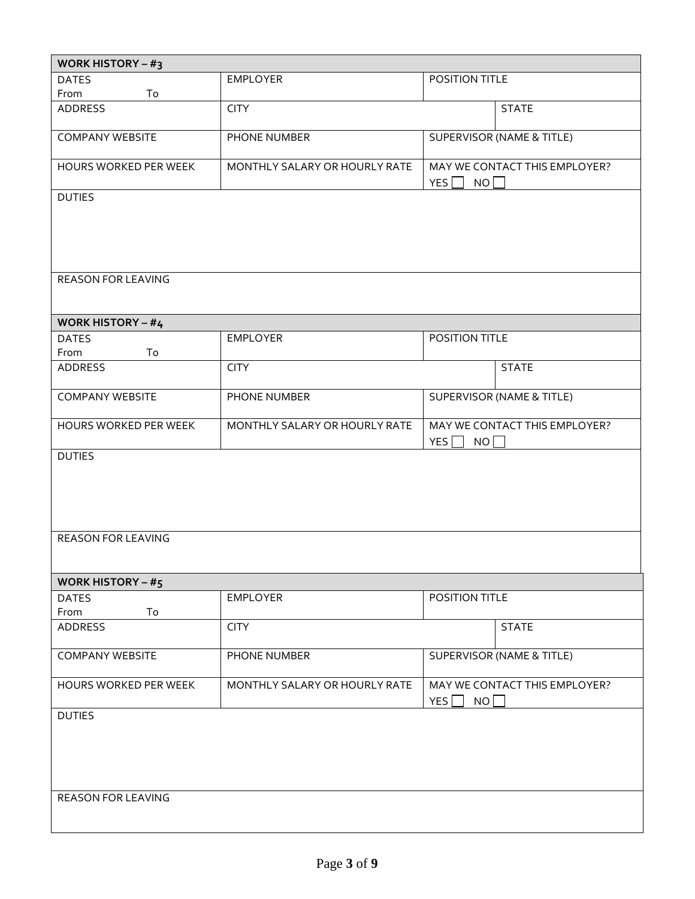| WORK HISTORY – #3 | | | |
|---|---|---|---|
| DATES<br>From To | EMPLOYER | POSITION TITLE | |
| ADDRESS | CITY | | STATE |
| COMPANY WEBSITE | PHONE NUMBER | SUPERVISOR (NAME & TITLE) | |
| HOURS WORKED PER WEEK | MONTHLY SALARY OR HOURLY RATE | MAY WE CONTACT THIS EMPLOYER?<br>YES ☐ NO ☐ | |
| DUTIES | | | |
| REASON FOR LEAVING | | | |

| WORK HISTORY – #4 | | | |
|---|---|---|---|
| DATES<br>From To | EMPLOYER | POSITION TITLE | |
| ADDRESS | CITY | | STATE |
| COMPANY WEBSITE | PHONE NUMBER | SUPERVISOR (NAME & TITLE) | |
| HOURS WORKED PER WEEK | MONTHLY SALARY OR HOURLY RATE | MAY WE CONTACT THIS EMPLOYER?<br>YES ☐ NO ☐ | |
| DUTIES | | | |
| REASON FOR LEAVING | | | |

| WORK HISTORY – #5 | | | |
|---|---|---|---|
| DATES<br>From To | EMPLOYER | POSITION TITLE | |
| ADDRESS | CITY | | STATE |
| COMPANY WEBSITE | PHONE NUMBER | SUPERVISOR (NAME & TITLE) | |
| HOURS WORKED PER WEEK | MONTHLY SALARY OR HOURLY RATE | MAY WE CONTACT THIS EMPLOYER?<br>YES ☐ NO ☐ | |
| DUTIES | | | |
| REASON FOR LEAVING | | | |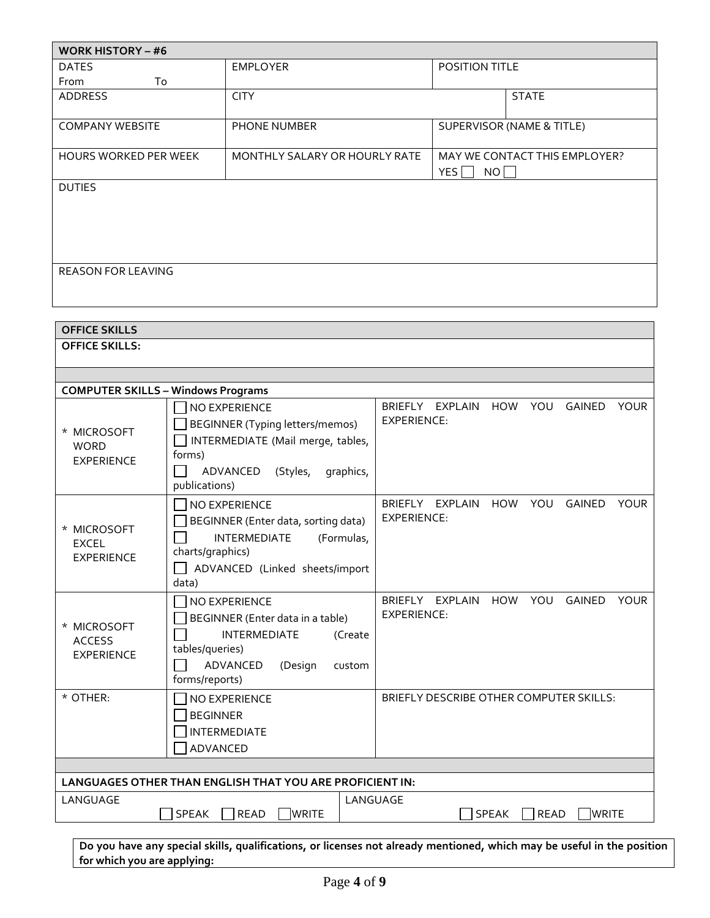| WORK HISTORY – #6 | | | |
|---|---|---|---|
| DATES<br>From To | EMPLOYER | POSITION TITLE | |
| ADDRESS | CITY | | STATE |
| COMPANY WEBSITE | PHONE NUMBER | SUPERVISOR (NAME & TITLE) | |
| HOURS WORKED PER WEEK | MONTHLY SALARY OR HOURLY RATE | MAY WE CONTACT THIS EMPLOYER?<br>YES ☐ NO ☐ | |
| DUTIES | | | |
| REASON FOR LEAVING | | | |

| OFFICE SKILLS | | |
|---|---|---|
| **OFFICE SKILLS:** | | |
| | | |
| **COMPUTER SKILLS – Windows Programs** | | |
| * MICROSOFT WORD EXPERIENCE | ☐ NO EXPERIENCE<br>☐ BEGINNER (Typing letters/memos)<br>☐ INTERMEDIATE (Mail merge, tables, forms)<br>☐ ADVANCED (Styles, graphics, publications) | BRIEFLY EXPLAIN HOW YOU GAINED YOUR EXPERIENCE: |
| * MICROSOFT EXCEL EXPERIENCE | ☐ NO EXPERIENCE<br>☐ BEGINNER (Enter data, sorting data)<br>☐ INTERMEDIATE (Formulas, charts/graphics)<br>☐ ADVANCED (Linked sheets/import data) | BRIEFLY EXPLAIN HOW YOU GAINED YOUR EXPERIENCE: |
| * MICROSOFT ACCESS EXPERIENCE | ☐ NO EXPERIENCE<br>☐ BEGINNER (Enter data in a table)<br>☐ INTERMEDIATE (Create tables/queries)<br>☐ ADVANCED (Design custom forms/reports) | BRIEFLY EXPLAIN HOW YOU GAINED YOUR EXPERIENCE: |
| * OTHER: | ☐ NO EXPERIENCE<br>☐ BEGINNER<br>☐ INTERMEDIATE<br>☐ ADVANCED | BRIEFLY DESCRIBE OTHER COMPUTER SKILLS: |
| | | |
| **LANGUAGES OTHER THAN ENGLISH THAT YOU ARE PROFICIENT IN:** | | |
| LANGUAGE<br>☐ SPEAK ☐ READ ☐ WRITE | LANGUAGE<br>☐ SPEAK ☐ READ ☐ WRITE | |

**Do you have any special skills, qualifications, or licenses not already mentioned, which may be useful in the position for which you are applying:**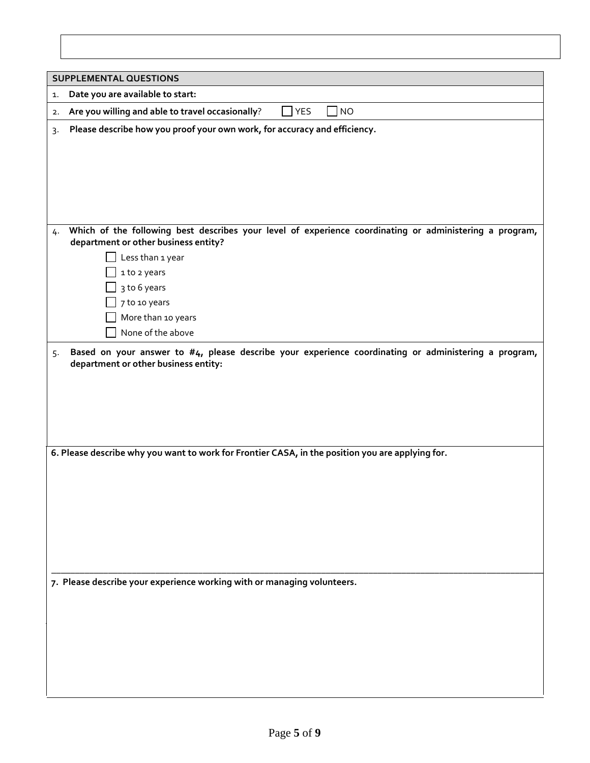## SUPPLEMENTAL QUESTIONS

1. **Date you are available to start:**

2. **Are you willing and able to travel occasionally**? ☐ YES ☐ NO

3. **Please describe how you proof your own work, for accuracy and efficiency.**

4. **Which of the following best describes your level of experience coordinating or administering a program, department or other business entity?**
   - ☐ Less than 1 year
   - ☐ 1 to 2 years
   - ☐ 3 to 6 years
   - ☐ 7 to 10 years
   - ☐ More than 10 years
   - ☐ None of the above

5. **Based on your answer to #4, please describe your experience coordinating or administering a program, department or other business entity:**

6. **Please describe why you want to work for Frontier CASA, in the position you are applying for.**

7. **Please describe your experience working with or managing volunteers.**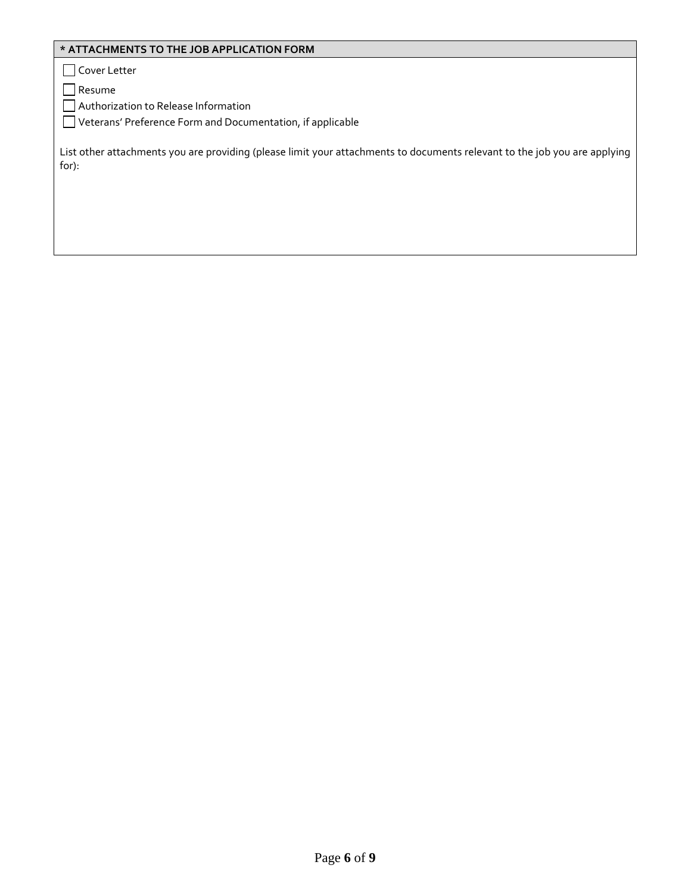## * ATTACHMENTS TO THE JOB APPLICATION FORM

- [ ] Cover Letter
- [ ] Resume
- [ ] Authorization to Release Information
- [ ] Veterans' Preference Form and Documentation, if applicable

List other attachments you are providing (please limit your attachments to documents relevant to the job you are applying for):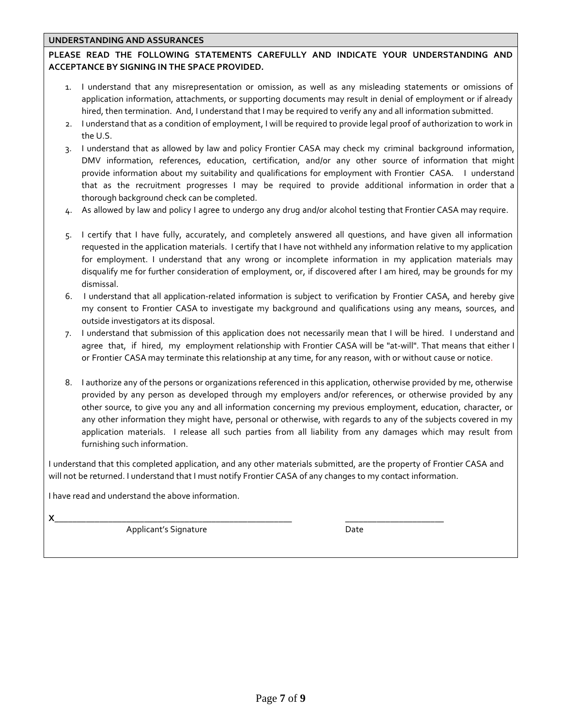## UNDERSTANDING AND ASSURANCES

**PLEASE READ THE FOLLOWING STATEMENTS CAREFULLY AND INDICATE YOUR UNDERSTANDING AND ACCEPTANCE BY SIGNING IN THE SPACE PROVIDED.**

1. I understand that any misrepresentation or omission, as well as any misleading statements or omissions of application information, attachments, or supporting documents may result in denial of employment or if already hired, then termination. And, I understand that I may be required to verify any and all information submitted.
2. I understand that as a condition of employment, I will be required to provide legal proof of authorization to work in the U.S.
3. I understand that as allowed by law and policy Frontier CASA may check my criminal background information, DMV information, references, education, certification, and/or any other source of information that might provide information about my suitability and qualifications for employment with Frontier CASA. I understand that as the recruitment progresses I may be required to provide additional information in order that a thorough background check can be completed.
4. As allowed by law and policy I agree to undergo any drug and/or alcohol testing that Frontier CASA may require.
5. I certify that I have fully, accurately, and completely answered all questions, and have given all information requested in the application materials. I certify that I have not withheld any information relative to my application for employment. I understand that any wrong or incomplete information in my application materials may disqualify me for further consideration of employment, or, if discovered after I am hired, may be grounds for my dismissal.
6. I understand that all application-related information is subject to verification by Frontier CASA, and hereby give my consent to Frontier CASA to investigate my background and qualifications using any means, sources, and outside investigators at its disposal.
7. I understand that submission of this application does not necessarily mean that I will be hired. I understand and agree that, if hired, my employment relationship with Frontier CASA will be "at-will". That means that either I or Frontier CASA may terminate this relationship at any time, for any reason, with or without cause or notice.
8. I authorize any of the persons or organizations referenced in this application, otherwise provided by me, otherwise provided by any person as developed through my employers and/or references, or otherwise provided by any other source, to give you any and all information concerning my previous employment, education, character, or any other information they might have, personal or otherwise, with regards to any of the subjects covered in my application materials. I release all such parties from all liability from any damages which may result from furnishing such information.

I understand that this completed application, and any other materials submitted, are the property of Frontier CASA and will not be returned. I understand that I must notify Frontier CASA of any changes to my contact information.

I have read and understand the above information.

X______________________________________________ ____________________

Applicant's Signature Date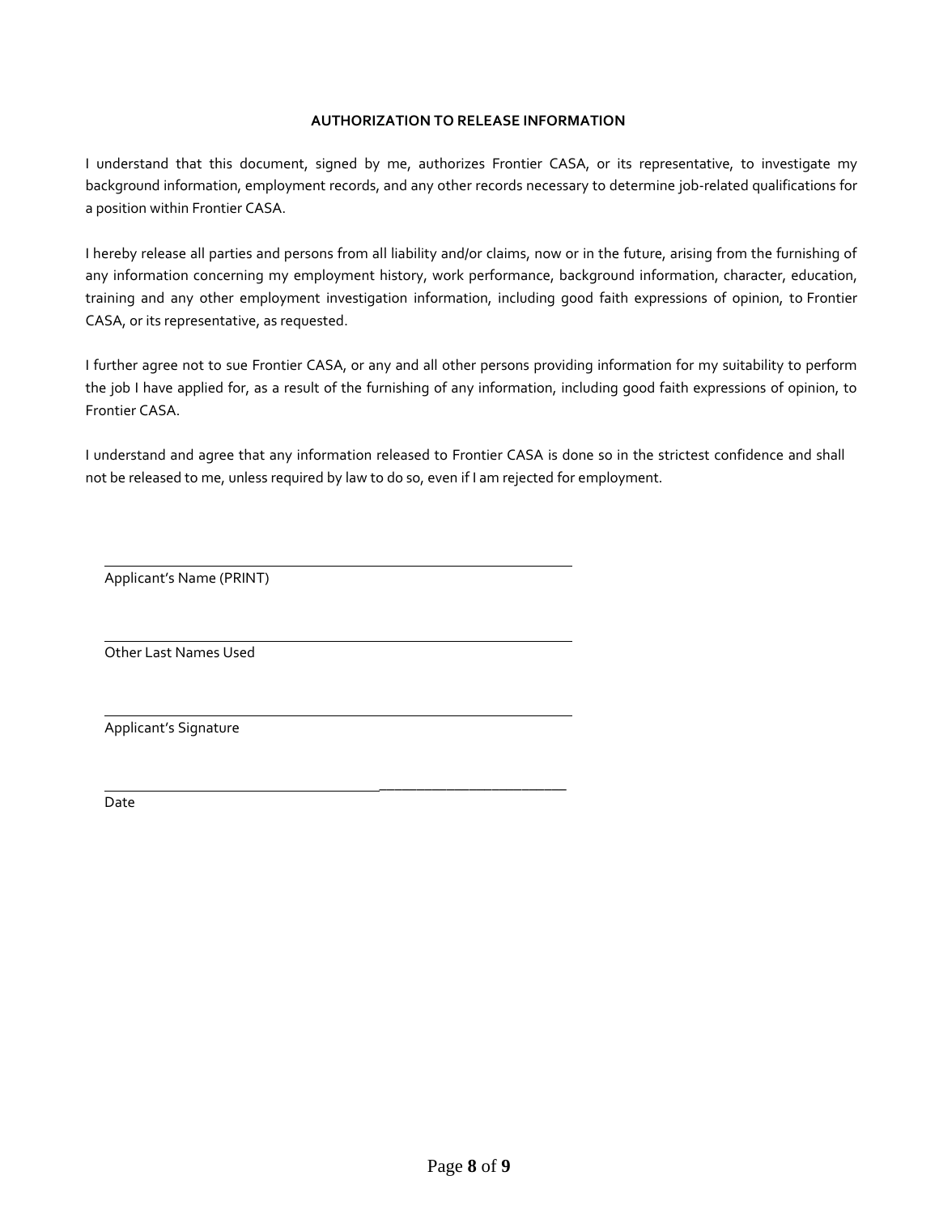**AUTHORIZATION TO RELEASE INFORMATION**

I understand that this document, signed by me, authorizes Frontier CASA, or its representative, to investigate my background information, employment records, and any other records necessary to determine job-related qualifications for a position within Frontier CASA.

I hereby release all parties and persons from all liability and/or claims, now or in the future, arising from the furnishing of any information concerning my employment history, work performance, background information, character, education, training and any other employment investigation information, including good faith expressions of opinion, to Frontier CASA, or its representative, as requested.

I further agree not to sue Frontier CASA, or any and all other persons providing information for my suitability to perform the job I have applied for, as a result of the furnishing of any information, including good faith expressions of opinion, to Frontier CASA.

I understand and agree that any information released to Frontier CASA is done so in the strictest confidence and shall not be released to me, unless required by law to do so, even if I am rejected for employment.

______________________________________________
Applicant's Name (PRINT)

______________________________________________
Other Last Names Used

______________________________________________
Applicant's Signature

______________________________________________
Date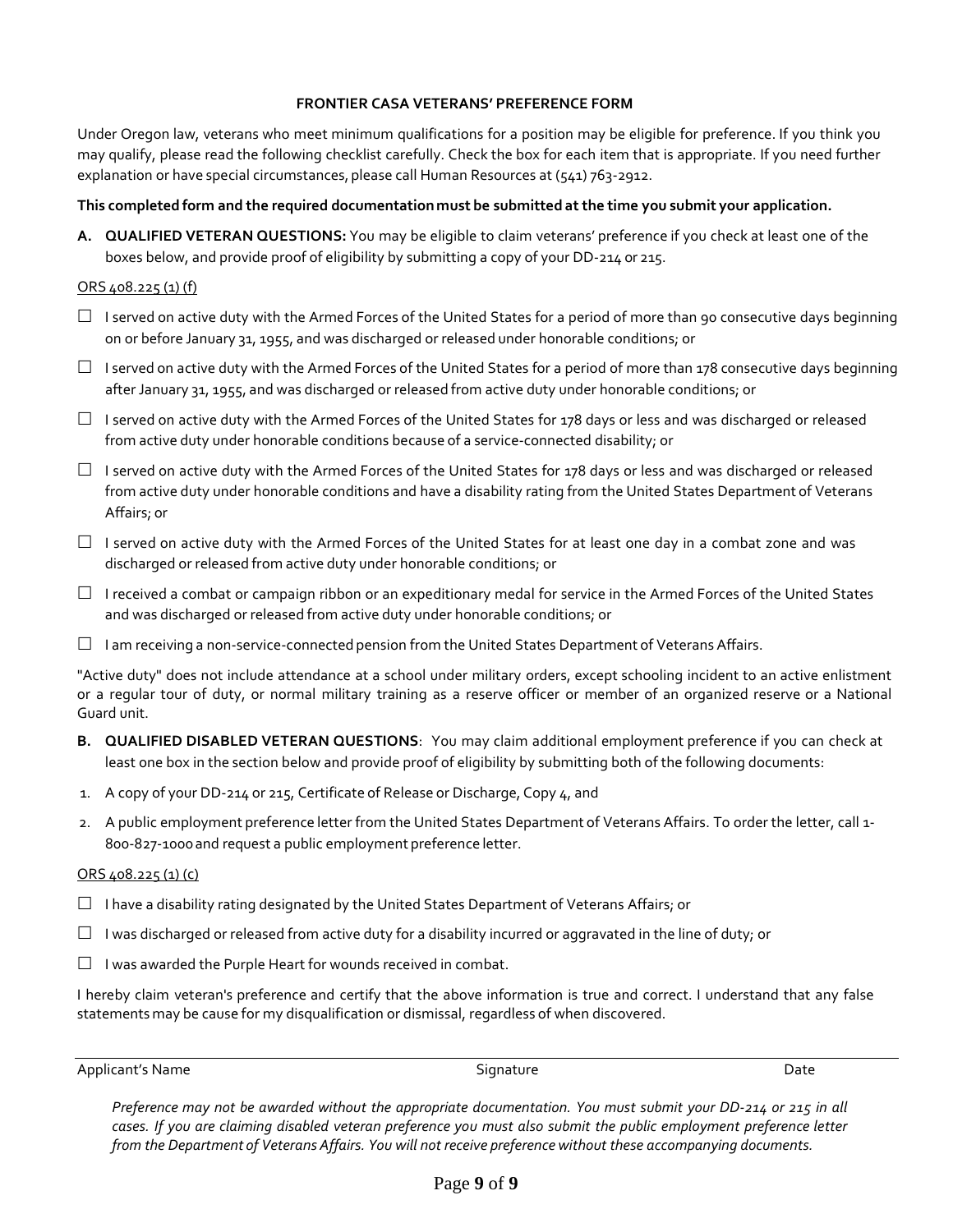# FRONTIER CASA VETERANS' PREFERENCE FORM

Under Oregon law, veterans who meet minimum qualifications for a position may be eligible for preference. If you think you may qualify, please read the following checklist carefully. Check the box for each item that is appropriate. If you need further explanation or have special circumstances, please call Human Resources at (541) 763-2912.

**This completed form and the required documentation must be submitted at the time you submit your application.**

**A. QUALIFIED VETERAN QUESTIONS:** You may be eligible to claim veterans' preference if you check at least one of the boxes below, and provide proof of eligibility by submitting a copy of your DD-214 or 215.

ORS 408.225 (1) (f)

☐ I served on active duty with the Armed Forces of the United States for a period of more than 90 consecutive days beginning on or before January 31, 1955, and was discharged or released under honorable conditions; or

☐ I served on active duty with the Armed Forces of the United States for a period of more than 178 consecutive days beginning after January 31, 1955, and was discharged or released from active duty under honorable conditions; or

☐ I served on active duty with the Armed Forces of the United States for 178 days or less and was discharged or released from active duty under honorable conditions because of a service-connected disability; or

☐ I served on active duty with the Armed Forces of the United States for 178 days or less and was discharged or released from active duty under honorable conditions and have a disability rating from the United States Department of Veterans Affairs; or

☐ I served on active duty with the Armed Forces of the United States for at least one day in a combat zone and was discharged or released from active duty under honorable conditions; or

☐ I received a combat or campaign ribbon or an expeditionary medal for service in the Armed Forces of the United States and was discharged or released from active duty under honorable conditions; or

☐ I am receiving a non-service-connected pension from the United States Department of Veterans Affairs.

"Active duty" does not include attendance at a school under military orders, except schooling incident to an active enlistment or a regular tour of duty, or normal military training as a reserve officer or member of an organized reserve or a National Guard unit.

**B. QUALIFIED DISABLED VETERAN QUESTIONS**: You may claim additional employment preference if you can check at least one box in the section below and provide proof of eligibility by submitting both of the following documents:

1. A copy of your DD-214 or 215, Certificate of Release or Discharge, Copy 4, and
2. A public employment preference letter from the United States Department of Veterans Affairs. To order the letter, call 1-800-827-1000 and request a public employment preference letter.

ORS 408.225 (1) (c)

☐ I have a disability rating designated by the United States Department of Veterans Affairs; or

☐ I was discharged or released from active duty for a disability incurred or aggravated in the line of duty; or

☐ I was awarded the Purple Heart for wounds received in combat.

I hereby claim veteran's preference and certify that the above information is true and correct. I understand that any false statements may be cause for my disqualification or dismissal, regardless of when discovered.

Applicant's Name　　　　　　　　Signature　　　　　　　　Date

*Preference may not be awarded without the appropriate documentation. You must submit your DD-214 or 215 in all cases. If you are claiming disabled veteran preference you must also submit the public employment preference letter from the Department of Veterans Affairs. You will not receive preference without these accompanying documents.*